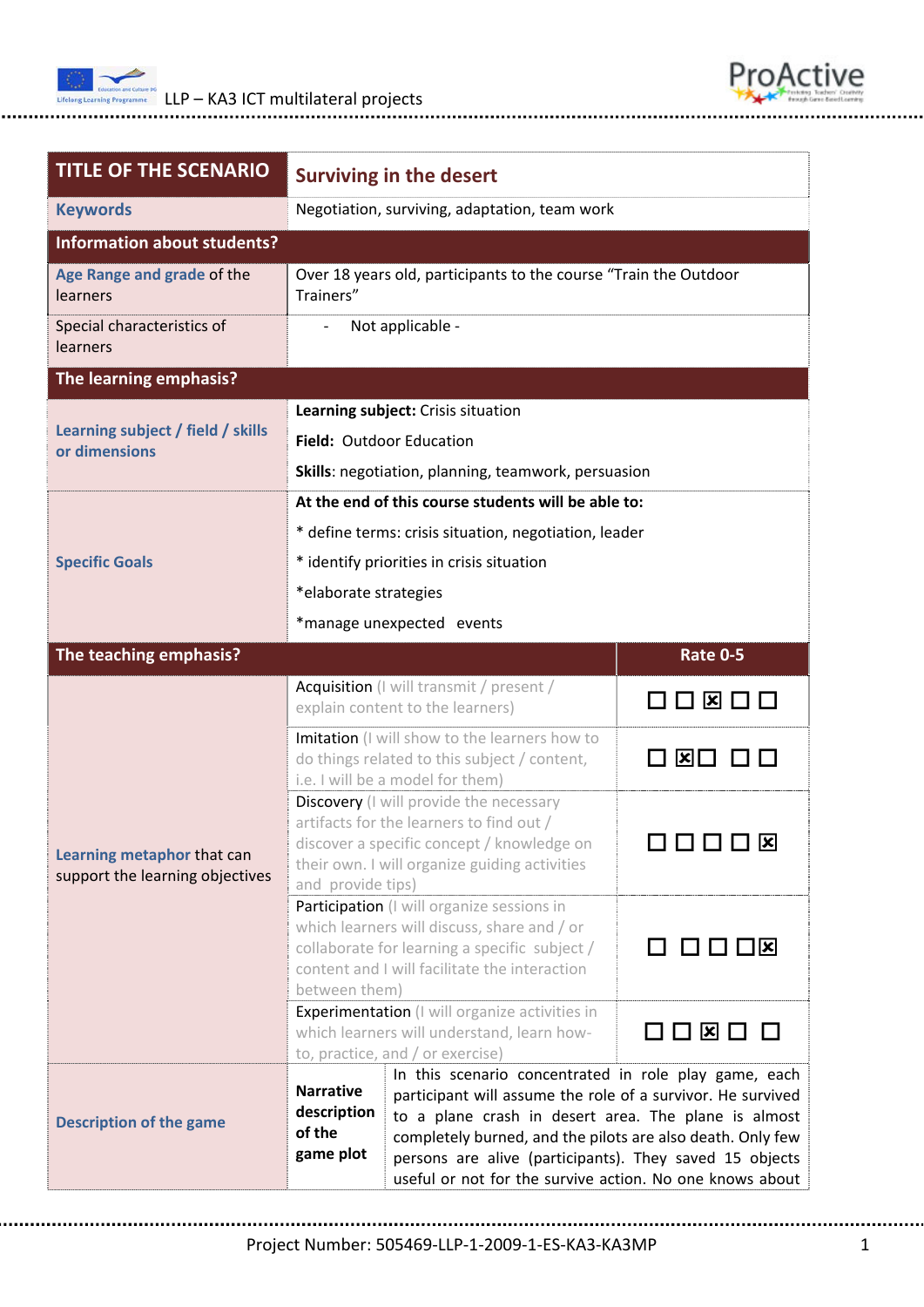| TITLE OF THE SCENARIO | Surviving in the desert | |
|---|---|---|
| **Keywords** | Negotiation, surviving, adaptation, team work | |
| **Information about students?** | | |
| **Age Range and grade** of the learners | Over 18 years old, participants to the course "Train the Outdoor Trainers" | |
| Special characteristics of learners | - Not applicable - | |
| **The learning emphasis?** | | |
| **Learning subject / field / skills or dimensions** | **Learning subject:** Crisis situation<br>**Field:** Outdoor Education<br>**Skills**: negotiation, planning, teamwork, persuasion | |
| **Specific Goals** | **At the end of this course students will be able to:**<br>* define terms: crisis situation, negotiation, leader<br>* identify priorities in crisis situation<br>*elaborate strategies<br>*manage unexpected events | |
| **The teaching emphasis?** | | **Rate 0-5** |
| **Learning metaphor** that can support the learning objectives | Acquisition (I will transmit / present / explain content to the learners) | ☐ ☐ ☒ ☐ ☐ |
| | Imitation (I will show to the learners how to do things related to this subject / content, i.e. I will be a model for them) | ☐ ☒ ☐ ☐ ☐ |
| | Discovery (I will provide the necessary artifacts for the learners to find out / discover a specific concept / knowledge on their own. I will organize guiding activities and provide tips) | ☐ ☐ ☐ ☐ ☒ |
| | Participation (I will organize sessions in which learners will discuss, share and / or collaborate for learning a specific subject / content and I will facilitate the interaction between them) | ☐ ☐ ☐ ☐ ☒ |
| | Experimentation (I will organize activities in which learners will understand, learn how-to, practice, and / or exercise) | ☐ ☐ ☒ ☐ ☐ |
| **Description of the game** | **Narrative description of the game plot** | In this scenario concentrated in role play game, each participant will assume the role of a survivor. He survived to a plane crash in desert area. The plane is almost completely burned, and the pilots are also death. Only few persons are alive (participants). They saved 15 objects useful or not for the survive action. No one knows about |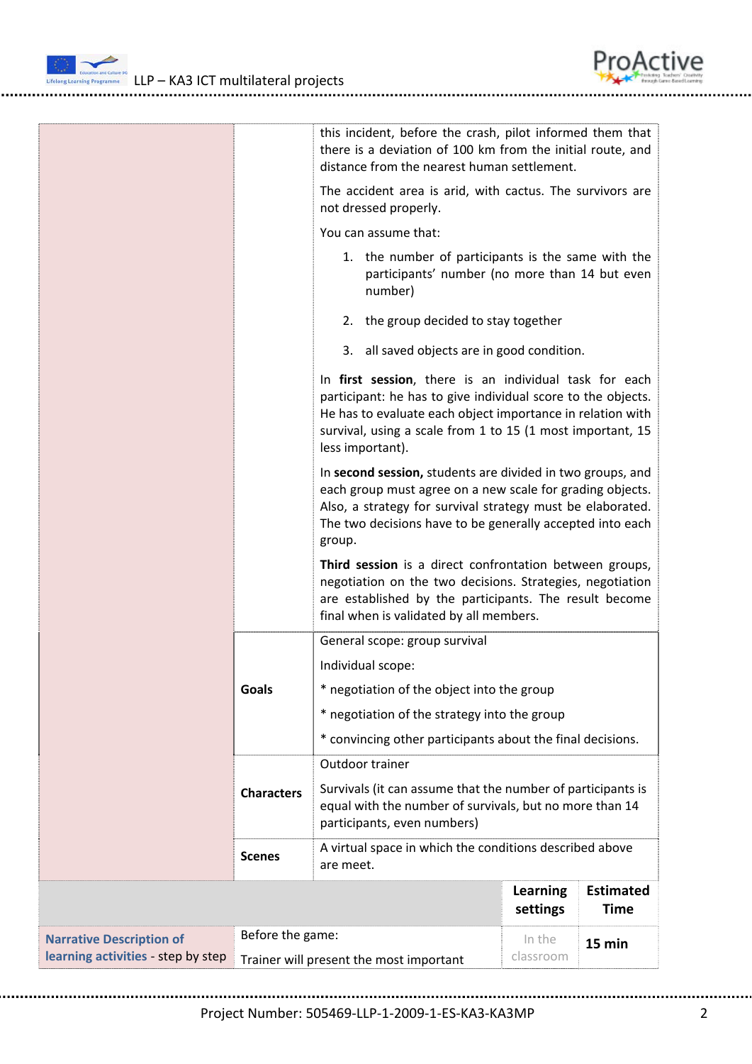| | | |
|---|---|---|
| | | this incident, before the crash, pilot informed them that there is a deviation of 100 km from the initial route, and distance from the nearest human settlement.<br><br>The accident area is arid, with cactus. The survivors are not dressed properly.<br><br>You can assume that:<br><br>1. the number of participants is the same with the participants' number (no more than 14 but even number)<br>2. the group decided to stay together<br>3. all saved objects are in good condition.<br><br>In **first session**, there is an individual task for each participant: he has to give individual score to the objects. He has to evaluate each object importance in relation with survival, using a scale from 1 to 15 (1 most important, 15 less important).<br><br>In **second session,** students are divided in two groups, and each group must agree on a new scale for grading objects. Also, a strategy for survival strategy must be elaborated. The two decisions have to be generally accepted into each group.<br><br>**Third session** is a direct confrontation between groups, negotiation on the two decisions. Strategies, negotiation are established by the participants. The result become final when is validated by all members. |
| | **Goals** | General scope: group survival<br><br>Individual scope:<br><br>* negotiation of the object into the group<br><br>* negotiation of the strategy into the group<br><br>* convincing other participants about the final decisions. |
| | **Characters** | Outdoor trainer<br><br>Survivals (it can assume that the number of participants is equal with the number of survivals, but no more than 14 participants, even numbers) |
| | **Scenes** | A virtual space in which the conditions described above are meet. |

| | | **Learning settings** | **Estimated Time** |
|---|---|---|---|
| **Narrative Description of learning activities** - step by step | Before the game:<br><br>Trainer will present the most important | In the classroom | **15 min** |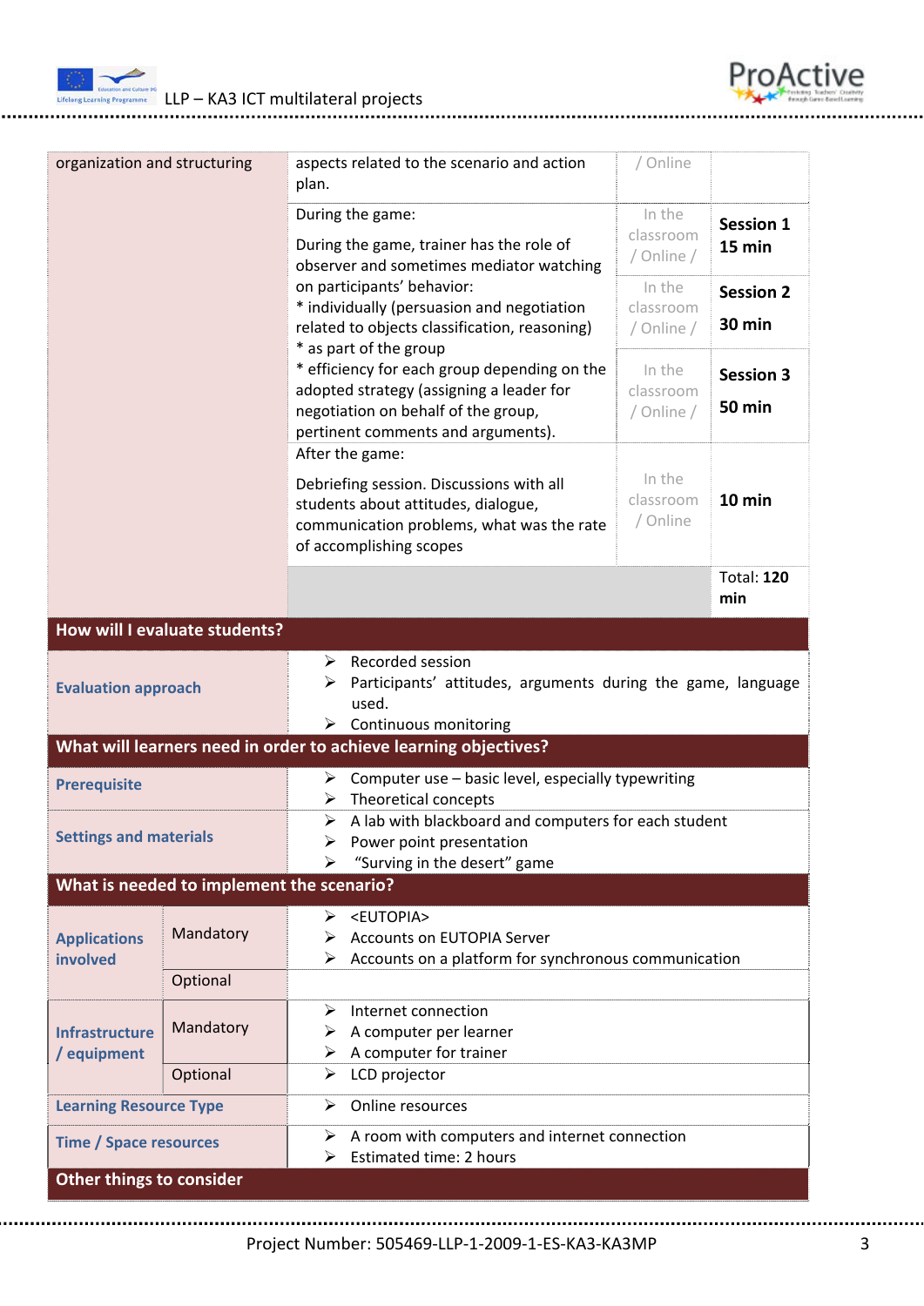| | | | |
|---|---|---|---|
| organization and structuring | aspects related to the scenario and action plan. | / Online | |
| | During the game:<br><br>During the game, trainer has the role of observer and sometimes mediator watching on participants' behavior:<br>* individually (persuasion and negotiation related to objects classification, reasoning)<br>* as part of the group<br>* efficiency for each group depending on the adopted strategy (assigning a leader for negotiation on behalf of the group, pertinent comments and arguments). | In the classroom / Online / | **Session 1 15 min** |
| | | In the classroom / Online / | **Session 2 30 min** |
| | | In the classroom / Online / | **Session 3 50 min** |
| | After the game:<br><br>Debriefing session. Discussions with all students about attitudes, dialogue, communication problems, what was the rate of accomplishing scopes | In the classroom / Online | **10 min** |
| | | | Total: **120 min** |

| | | |
|---|---|---|
| **How will I evaluate students?** | | |
| **Evaluation approach** | | ➢ Recorded session<br>➢ Participants' attitudes, arguments during the game, language used.<br>➢ Continuous monitoring |
| **What will learners need in order to achieve learning objectives?** | | |
| **Prerequisite** | | ➢ Computer use – basic level, especially typewriting<br>➢ Theoretical concepts |
| **Settings and materials** | | ➢ A lab with blackboard and computers for each student<br>➢ Power point presentation<br>➢ "Surving in the desert" game |
| **What is needed to implement the scenario?** | | |
| **Applications involved** | Mandatory | ➢ <EUTOPIA><br>➢ Accounts on EUTOPIA Server<br>➢ Accounts on a platform for synchronous communication |
| | Optional | |
| **Infrastructure / equipment** | Mandatory | ➢ Internet connection<br>➢ A computer per learner<br>➢ A computer for trainer |
| | Optional | ➢ LCD projector |
| **Learning Resource Type** | | ➢ Online resources |
| **Time / Space resources** | | ➢ A room with computers and internet connection<br>➢ Estimated time: 2 hours |
| **Other things to consider** | | |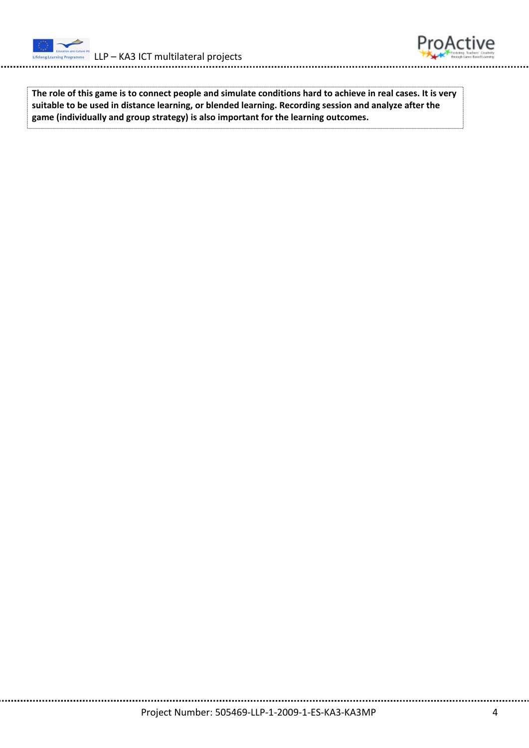**The role of this game is to connect people and simulate conditions hard to achieve in real cases. It is very suitable to be used in distance learning, or blended learning. Recording session and analyze after the game (individually and group strategy) is also important for the learning outcomes.**